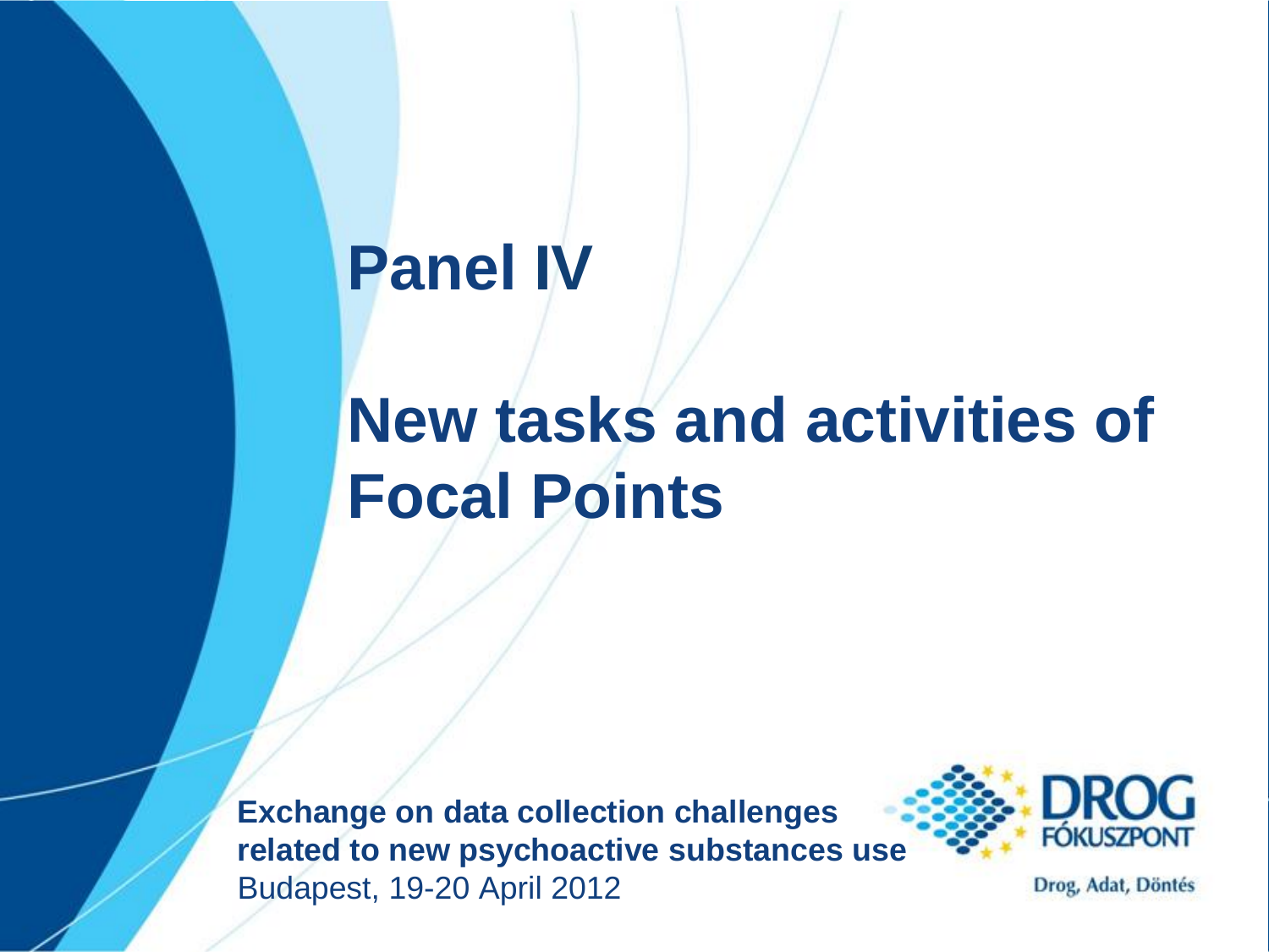# Panel IV

# New tasks and activities of Focal Points

**Exchange on data collection challenges related to new psychoactive substances use**
Budapest, 19-20 April 2012

DROG FÓKUSZPONT

Drog, Adat, Döntés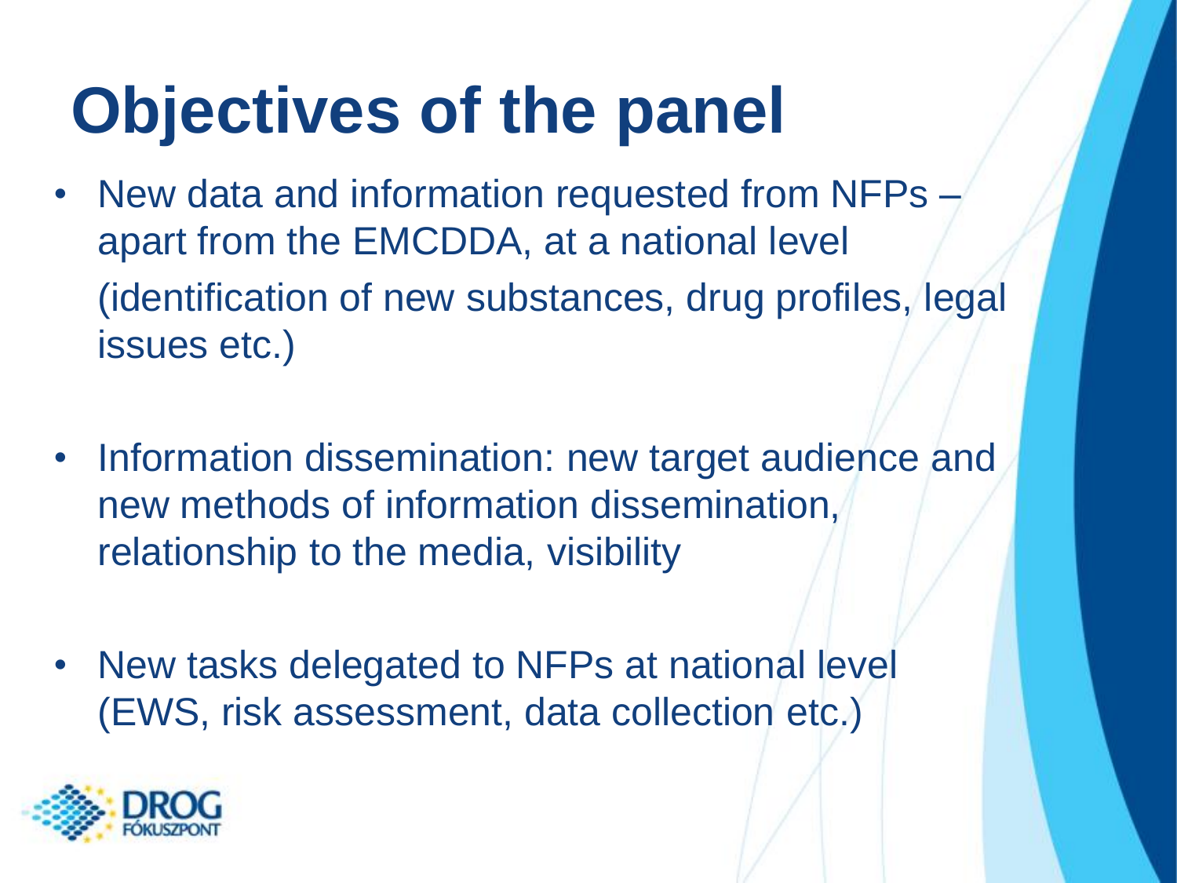# Objectives of the panel

- New data and information requested from NFPs – apart from the EMCDDA, at a national level (identification of new substances, drug profiles, legal issues etc.)
- Information dissemination: new target audience and new methods of information dissemination, relationship to the media, visibility
- New tasks delegated to NFPs at national level (EWS, risk assessment, data collection etc.)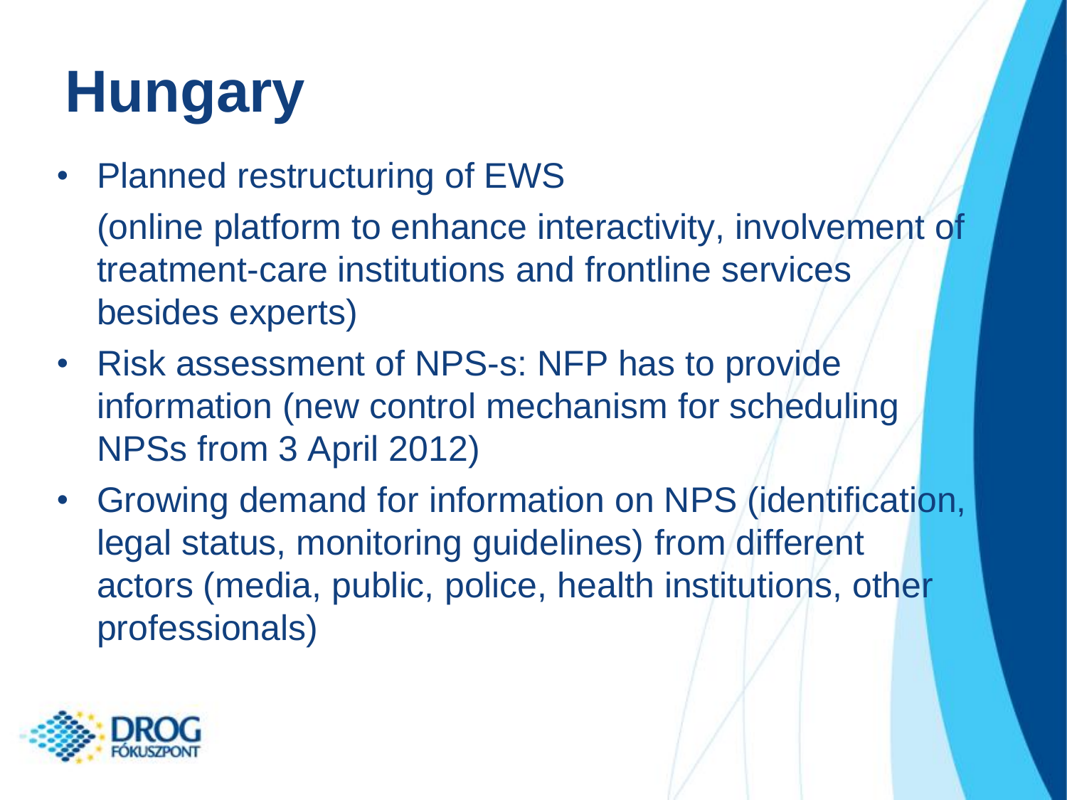# Hungary

- Planned restructuring of EWS

  (online platform to enhance interactivity, involvement of treatment-care institutions and frontline services besides experts)
- Risk assessment of NPS-s: NFP has to provide information (new control mechanism for scheduling NPSs from 3 April 2012)
- Growing demand for information on NPS (identification, legal status, monitoring guidelines) from different actors (media, public, police, health institutions, other professionals)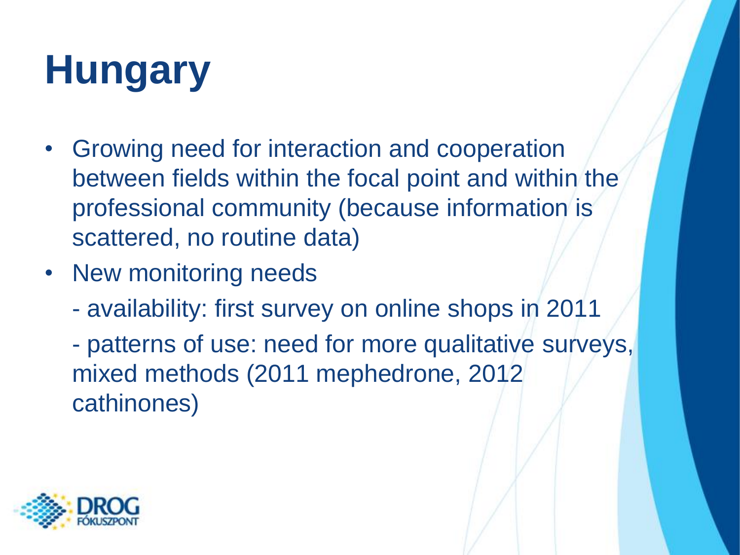# Hungary

- Growing need for interaction and cooperation between fields within the focal point and within the professional community (because information is scattered, no routine data)
- New monitoring needs

  - availability: first survey on online shops in 2011

  - patterns of use: need for more qualitative surveys, mixed methods (2011 mephedrone, 2012 cathinones)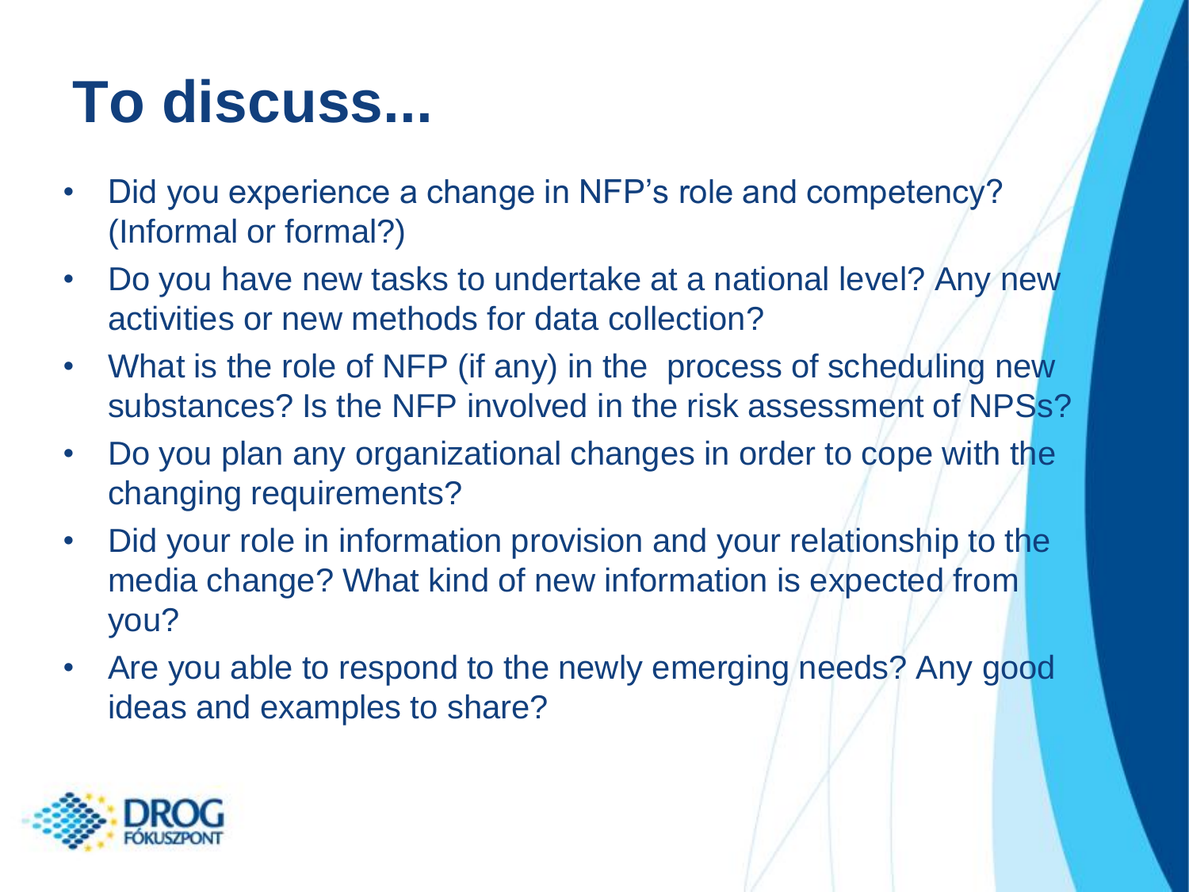# To discuss...

- Did you experience a change in NFP's role and competency? (Informal or formal?)
- Do you have new tasks to undertake at a national level? Any new activities or new methods for data collection?
- What is the role of NFP (if any) in the process of scheduling new substances? Is the NFP involved in the risk assessment of NPSs?
- Do you plan any organizational changes in order to cope with the changing requirements?
- Did your role in information provision and your relationship to the media change? What kind of new information is expected from you?
- Are you able to respond to the newly emerging needs? Any good ideas and examples to share?

DROG FÓKUSZPONT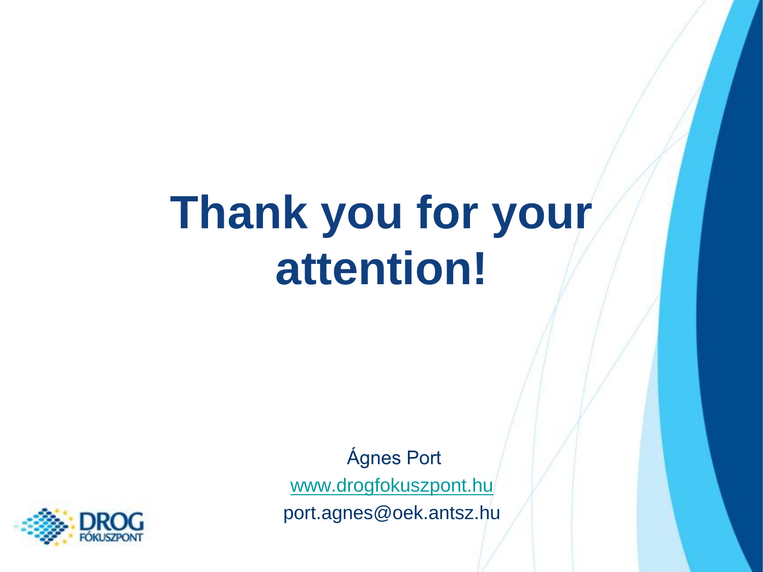# Thank you for your attention!

Ágnes Port

www.drogfokuszpont.hu

port.agnes@oek.antsz.hu

DROG FÓKUSZPONT